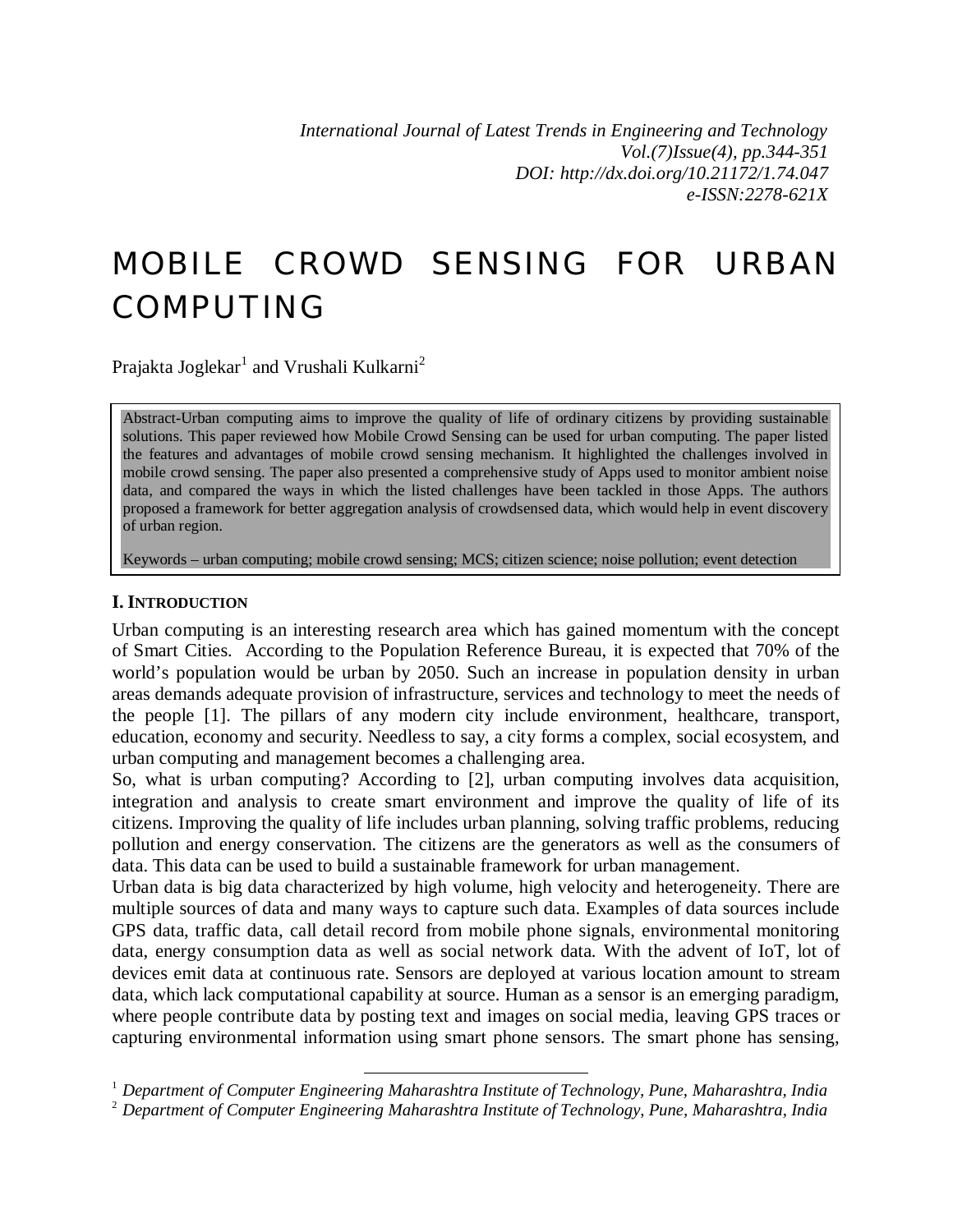# MOBILE CROWD SENSING FOR URBAN COMPUTING

Prajakta Joglekar[1] and Vrushali Kulkarni[2]

Abstract-Urban computing aims to improve the quality of life of ordinary citizens by providing sustainable solutions. This paper reviewed how Mobile Crowd Sensing can be used for urban computing. The paper listed the features and advantages of mobile crowd sensing mechanism. It highlighted the challenges involved in mobile crowd sensing. The paper also presented a comprehensive study of Apps used to monitor ambient noise data, and compared the ways in which the listed challenges have been tackled in those Apps. The authors proposed a framework for better aggregation analysis of crowdsensed data, which would help in event discovery of urban region.

Keywords – urban computing; mobile crowd sensing; MCS; citizen science; noise pollution; event detection

## I. INTRODUCTION

Urban computing is an interesting research area which has gained momentum with the concept of Smart Cities. According to the Population Reference Bureau, it is expected that 70% of the world's population would be urban by 2050. Such an increase in population density in urban areas demands adequate provision of infrastructure, services and technology to meet the needs of the people [1]. The pillars of any modern city include environment, healthcare, transport, education, economy and security. Needless to say, a city forms a complex, social ecosystem, and urban computing and management becomes a challenging area.

So, what is urban computing? According to [2], urban computing involves data acquisition, integration and analysis to create smart environment and improve the quality of life of its citizens. Improving the quality of life includes urban planning, solving traffic problems, reducing pollution and energy conservation. The citizens are the generators as well as the consumers of data. This data can be used to build a sustainable framework for urban management.

Urban data is big data characterized by high volume, high velocity and heterogeneity. There are multiple sources of data and many ways to capture such data. Examples of data sources include GPS data, traffic data, call detail record from mobile phone signals, environmental monitoring data, energy consumption data as well as social network data. With the advent of IoT, lot of devices emit data at continuous rate. Sensors are deployed at various location amount to stream data, which lack computational capability at source. Human as a sensor is an emerging paradigm, where people contribute data by posting text and images on social media, leaving GPS traces or capturing environmental information using smart phone sensors. The smart phone has sensing,

---

[1] *Department of Computer Engineering Maharashtra Institute of Technology, Pune, Maharashtra, India*

[2] *Department of Computer Engineering Maharashtra Institute of Technology, Pune, Maharashtra, India*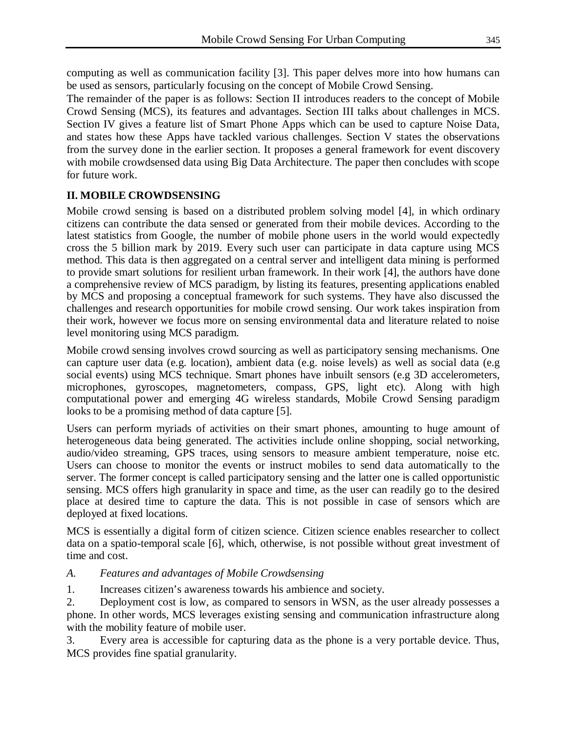computing as well as communication facility [3]. This paper delves more into how humans can be used as sensors, particularly focusing on the concept of Mobile Crowd Sensing.

The remainder of the paper is as follows: Section II introduces readers to the concept of Mobile Crowd Sensing (MCS), its features and advantages. Section III talks about challenges in MCS. Section IV gives a feature list of Smart Phone Apps which can be used to capture Noise Data, and states how these Apps have tackled various challenges. Section V states the observations from the survey done in the earlier section. It proposes a general framework for event discovery with mobile crowdsensed data using Big Data Architecture. The paper then concludes with scope for future work.

## II. MOBILE CROWDSENSING

Mobile crowd sensing is based on a distributed problem solving model [4], in which ordinary citizens can contribute the data sensed or generated from their mobile devices. According to the latest statistics from Google, the number of mobile phone users in the world would expectedly cross the 5 billion mark by 2019. Every such user can participate in data capture using MCS method. This data is then aggregated on a central server and intelligent data mining is performed to provide smart solutions for resilient urban framework. In their work [4], the authors have done a comprehensive review of MCS paradigm, by listing its features, presenting applications enabled by MCS and proposing a conceptual framework for such systems. They have also discussed the challenges and research opportunities for mobile crowd sensing. Our work takes inspiration from their work, however we focus more on sensing environmental data and literature related to noise level monitoring using MCS paradigm.

Mobile crowd sensing involves crowd sourcing as well as participatory sensing mechanisms. One can capture user data (e.g. location), ambient data (e.g. noise levels) as well as social data (e.g social events) using MCS technique. Smart phones have inbuilt sensors (e.g 3D accelerometers, microphones, gyroscopes, magnetometers, compass, GPS, light etc). Along with high computational power and emerging 4G wireless standards, Mobile Crowd Sensing paradigm looks to be a promising method of data capture [5].

Users can perform myriads of activities on their smart phones, amounting to huge amount of heterogeneous data being generated. The activities include online shopping, social networking, audio/video streaming, GPS traces, using sensors to measure ambient temperature, noise etc. Users can choose to monitor the events or instruct mobiles to send data automatically to the server. The former concept is called participatory sensing and the latter one is called opportunistic sensing. MCS offers high granularity in space and time, as the user can readily go to the desired place at desired time to capture the data. This is not possible in case of sensors which are deployed at fixed locations.

MCS is essentially a digital form of citizen science. Citizen science enables researcher to collect data on a spatio-temporal scale [6], which, otherwise, is not possible without great investment of time and cost.

### *A. Features and advantages of Mobile Crowdsensing*

1. Increases citizen's awareness towards his ambience and society.
2. Deployment cost is low, as compared to sensors in WSN, as the user already possesses a phone. In other words, MCS leverages existing sensing and communication infrastructure along with the mobility feature of mobile user.
3. Every area is accessible for capturing data as the phone is a very portable device. Thus, MCS provides fine spatial granularity.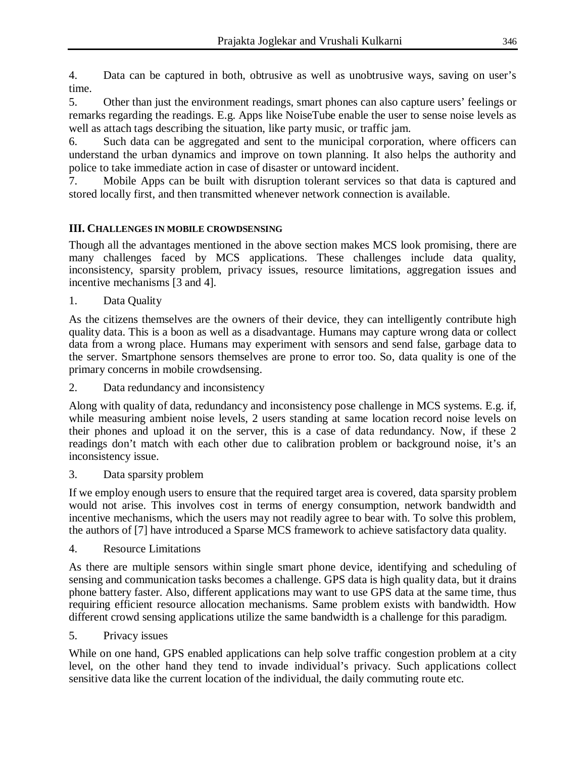4. Data can be captured in both, obtrusive as well as unobtrusive ways, saving on user's time.
5. Other than just the environment readings, smart phones can also capture users' feelings or remarks regarding the readings. E.g. Apps like NoiseTube enable the user to sense noise levels as well as attach tags describing the situation, like party music, or traffic jam.
6. Such data can be aggregated and sent to the municipal corporation, where officers can understand the urban dynamics and improve on town planning. It also helps the authority and police to take immediate action in case of disaster or untoward incident.
7. Mobile Apps can be built with disruption tolerant services so that data is captured and stored locally first, and then transmitted whenever network connection is available.

## III. Challenges in mobile crowdsensing

Though all the advantages mentioned in the above section makes MCS look promising, there are many challenges faced by MCS applications. These challenges include data quality, inconsistency, sparsity problem, privacy issues, resource limitations, aggregation issues and incentive mechanisms [3 and 4].

1. Data Quality

As the citizens themselves are the owners of their device, they can intelligently contribute high quality data. This is a boon as well as a disadvantage. Humans may capture wrong data or collect data from a wrong place. Humans may experiment with sensors and send false, garbage data to the server. Smartphone sensors themselves are prone to error too. So, data quality is one of the primary concerns in mobile crowdsensing.

2. Data redundancy and inconsistency

Along with quality of data, redundancy and inconsistency pose challenge in MCS systems. E.g. if, while measuring ambient noise levels, 2 users standing at same location record noise levels on their phones and upload it on the server, this is a case of data redundancy. Now, if these 2 readings don't match with each other due to calibration problem or background noise, it's an inconsistency issue.

3. Data sparsity problem

If we employ enough users to ensure that the required target area is covered, data sparsity problem would not arise. This involves cost in terms of energy consumption, network bandwidth and incentive mechanisms, which the users may not readily agree to bear with. To solve this problem, the authors of [7] have introduced a Sparse MCS framework to achieve satisfactory data quality.

4. Resource Limitations

As there are multiple sensors within single smart phone device, identifying and scheduling of sensing and communication tasks becomes a challenge. GPS data is high quality data, but it drains phone battery faster. Also, different applications may want to use GPS data at the same time, thus requiring efficient resource allocation mechanisms. Same problem exists with bandwidth. How different crowd sensing applications utilize the same bandwidth is a challenge for this paradigm.

5. Privacy issues

While on one hand, GPS enabled applications can help solve traffic congestion problem at a city level, on the other hand they tend to invade individual's privacy. Such applications collect sensitive data like the current location of the individual, the daily commuting route etc.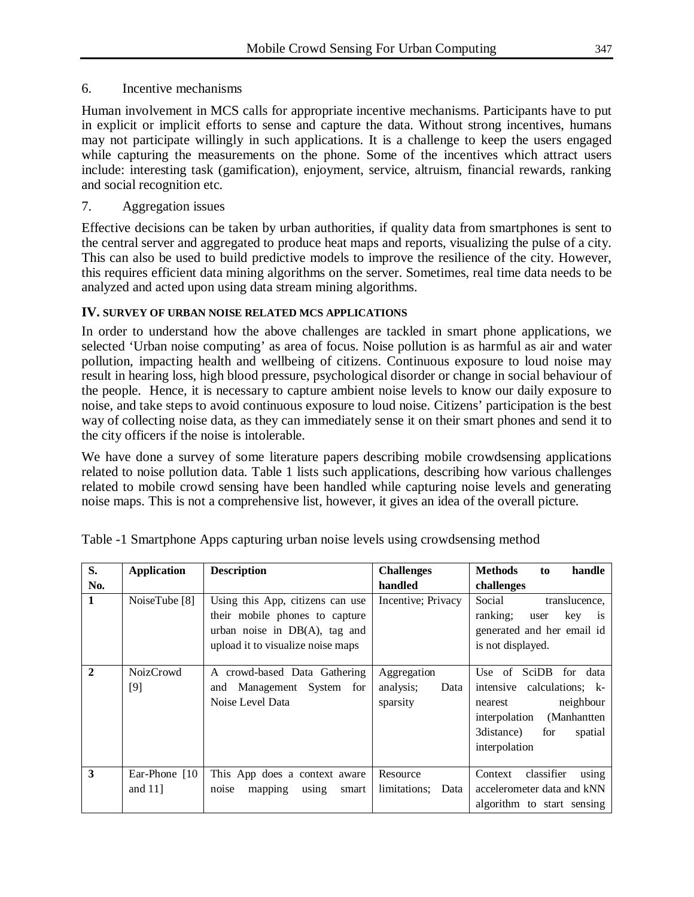6. Incentive mechanisms

Human involvement in MCS calls for appropriate incentive mechanisms. Participants have to put in explicit or implicit efforts to sense and capture the data. Without strong incentives, humans may not participate willingly in such applications. It is a challenge to keep the users engaged while capturing the measurements on the phone. Some of the incentives which attract users include: interesting task (gamification), enjoyment, service, altruism, financial rewards, ranking and social recognition etc.

7. Aggregation issues

Effective decisions can be taken by urban authorities, if quality data from smartphones is sent to the central server and aggregated to produce heat maps and reports, visualizing the pulse of a city. This can also be used to build predictive models to improve the resilience of the city. However, this requires efficient data mining algorithms on the server. Sometimes, real time data needs to be analyzed and acted upon using data stream mining algorithms.

## IV. SURVEY OF URBAN NOISE RELATED MCS APPLICATIONS

In order to understand how the above challenges are tackled in smart phone applications, we selected 'Urban noise computing' as area of focus. Noise pollution is as harmful as air and water pollution, impacting health and wellbeing of citizens. Continuous exposure to loud noise may result in hearing loss, high blood pressure, psychological disorder or change in social behaviour of the people. Hence, it is necessary to capture ambient noise levels to know our daily exposure to noise, and take steps to avoid continuous exposure to loud noise. Citizens' participation is the best way of collecting noise data, as they can immediately sense it on their smart phones and send it to the city officers if the noise is intolerable.

We have done a survey of some literature papers describing mobile crowdsensing applications related to noise pollution data. Table 1 lists such applications, describing how various challenges related to mobile crowd sensing have been handled while capturing noise levels and generating noise maps. This is not a comprehensive list, however, it gives an idea of the overall picture.

Table -1 Smartphone Apps capturing urban noise levels using crowdsensing method

| S. No. | Application | Description | Challenges handled | Methods to handle challenges |
|---|---|---|---|---|
| 1 | NoiseTube [8] | Using this App, citizens can use their mobile phones to capture urban noise in DB(A), tag and upload it to visualize noise maps | Incentive; Privacy | Social translucence, ranking; user key is generated and her email id is not displayed. |
| 2 | NoizCrowd [9] | A crowd-based Data Gathering and Management System for Noise Level Data | Aggregation analysis; Data sparsity | Use of SciDB for data intensive calculations; k-nearest neighbour interpolation (Manhantten 3distance) for spatial interpolation |
| 3 | Ear-Phone [10 and 11] | This App does a context aware noise mapping using smart | Resource limitations; Data | Context classifier using accelerometer data and kNN algorithm to start sensing |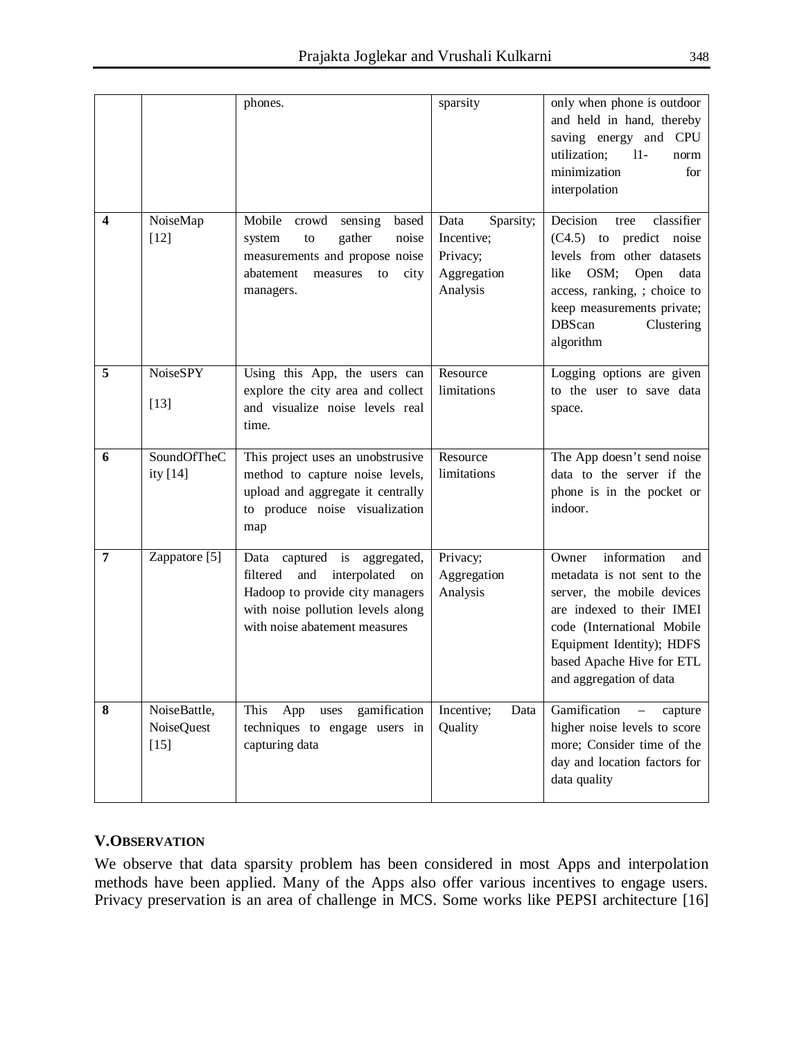|  |  | phones. | sparsity | only when phone is outdoor and held in hand, thereby saving energy and CPU utilization; l1- norm minimization for interpolation |
|---|---|---|---|---|
| **4** | NoiseMap [12] | Mobile crowd sensing based system to gather noise measurements and propose noise abatement measures to city managers. | Data Sparsity; Incentive; Privacy; Aggregation Analysis | Decision tree classifier (C4.5) to predict noise levels from other datasets like OSM; Open data access, ranking, ; choice to keep measurements private; DBScan Clustering algorithm |
| **5** | NoiseSPY [13] | Using this App, the users can explore the city area and collect and visualize noise levels real time. | Resource limitations | Logging options are given to the user to save data space. |
| **6** | SoundOfTheCity [14] | This project uses an unobstrusive method to capture noise levels, upload and aggregate it centrally to produce noise visualization map | Resource limitations | The App doesn't send noise data to the server if the phone is in the pocket or indoor. |
| **7** | Zappatore [5] | Data captured is aggregated, filtered and interpolated on Hadoop to provide city managers with noise pollution levels along with noise abatement measures | Privacy; Aggregation Analysis | Owner information and metadata is not sent to the server, the mobile devices are indexed to their IMEI code (International Mobile Equipment Identity); HDFS based Apache Hive for ETL and aggregation of data |
| **8** | NoiseBattle, NoiseQuest [15] | This App uses gamification techniques to engage users in capturing data | Incentive; Data Quality | Gamification – capture higher noise levels to score more; Consider time of the day and location factors for data quality |

## V. OBSERVATION

We observe that data sparsity problem has been considered in most Apps and interpolation methods have been applied. Many of the Apps also offer various incentives to engage users. Privacy preservation is an area of challenge in MCS. Some works like PEPSI architecture [16]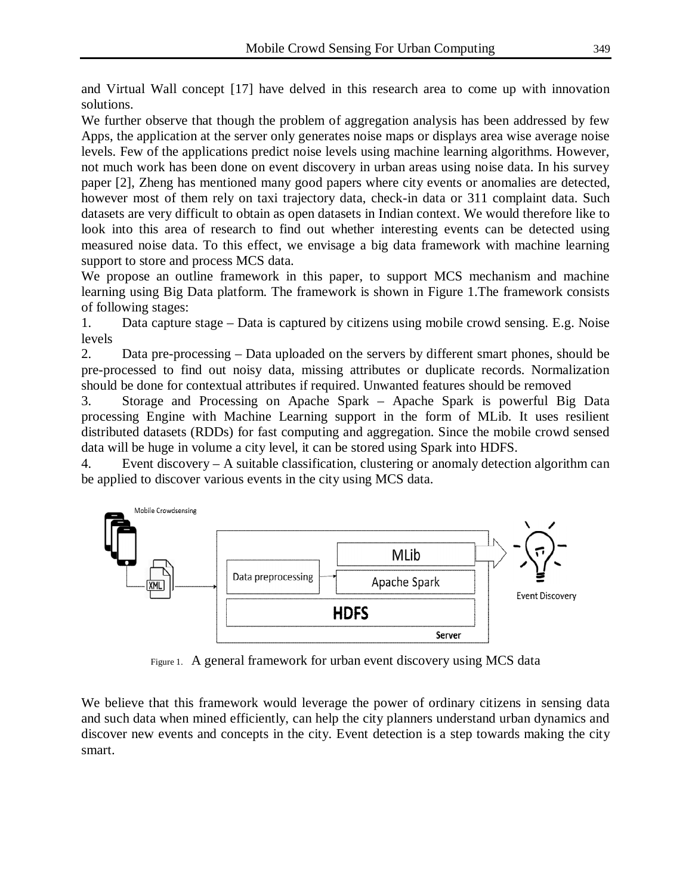and Virtual Wall concept [17] have delved in this research area to come up with innovation solutions.

We further observe that though the problem of aggregation analysis has been addressed by few Apps, the application at the server only generates noise maps or displays area wise average noise levels. Few of the applications predict noise levels using machine learning algorithms. However, not much work has been done on event discovery in urban areas using noise data. In his survey paper [2], Zheng has mentioned many good papers where city events or anomalies are detected, however most of them rely on taxi trajectory data, check-in data or 311 complaint data. Such datasets are very difficult to obtain as open datasets in Indian context. We would therefore like to look into this area of research to find out whether interesting events can be detected using measured noise data. To this effect, we envisage a big data framework with machine learning support to store and process MCS data.

We propose an outline framework in this paper, to support MCS mechanism and machine learning using Big Data platform. The framework is shown in Figure 1.The framework consists of following stages:

1. Data capture stage – Data is captured by citizens using mobile crowd sensing. E.g. Noise levels
2. Data pre-processing – Data uploaded on the servers by different smart phones, should be pre-processed to find out noisy data, missing attributes or duplicate records. Normalization should be done for contextual attributes if required. Unwanted features should be removed
3. Storage and Processing on Apache Spark – Apache Spark is powerful Big Data processing Engine with Machine Learning support in the form of MLib. It uses resilient distributed datasets (RDDs) for fast computing and aggregation. Since the mobile crowd sensed data will be huge in volume a city level, it can be stored using Spark into HDFS.
4. Event discovery – A suitable classification, clustering or anomaly detection algorithm can be applied to discover various events in the city using MCS data.

Figure 1. A general framework for urban event discovery using MCS data

We believe that this framework would leverage the power of ordinary citizens in sensing data and such data when mined efficiently, can help the city planners understand urban dynamics and discover new events and concepts in the city. Event detection is a step towards making the city smart.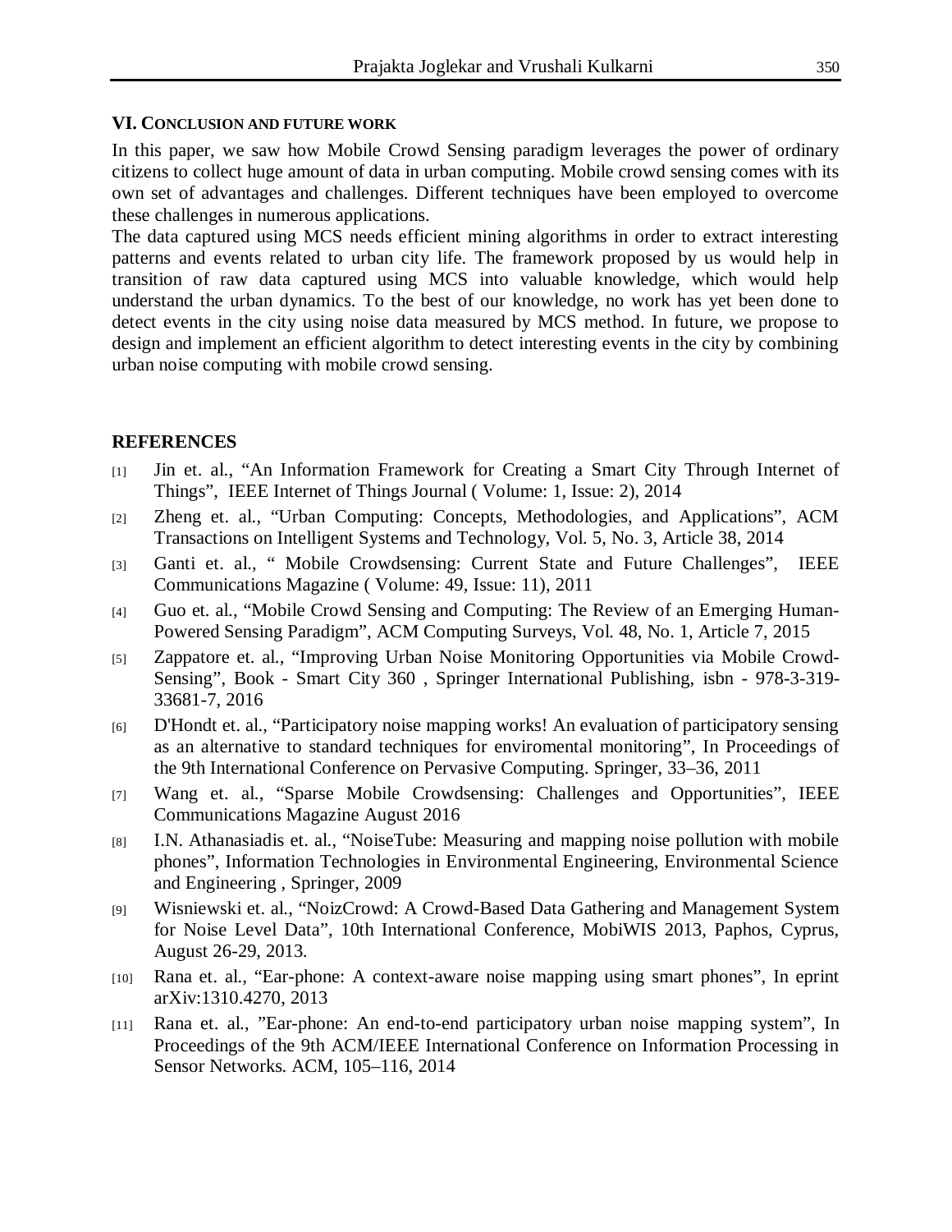## VI. Conclusion and Future Work

In this paper, we saw how Mobile Crowd Sensing paradigm leverages the power of ordinary citizens to collect huge amount of data in urban computing. Mobile crowd sensing comes with its own set of advantages and challenges. Different techniques have been employed to overcome these challenges in numerous applications.

The data captured using MCS needs efficient mining algorithms in order to extract interesting patterns and events related to urban city life. The framework proposed by us would help in transition of raw data captured using MCS into valuable knowledge, which would help understand the urban dynamics. To the best of our knowledge, no work has yet been done to detect events in the city using noise data measured by MCS method. In future, we propose to design and implement an efficient algorithm to detect interesting events in the city by combining urban noise computing with mobile crowd sensing.

## REFERENCES

[1] Jin et. al., "An Information Framework for Creating a Smart City Through Internet of Things", IEEE Internet of Things Journal ( Volume: 1, Issue: 2), 2014

[2] Zheng et. al., "Urban Computing: Concepts, Methodologies, and Applications", ACM Transactions on Intelligent Systems and Technology, Vol. 5, No. 3, Article 38, 2014

[3] Ganti et. al., " Mobile Crowdsensing: Current State and Future Challenges", IEEE Communications Magazine ( Volume: 49, Issue: 11), 2011

[4] Guo et. al., "Mobile Crowd Sensing and Computing: The Review of an Emerging Human-Powered Sensing Paradigm", ACM Computing Surveys, Vol. 48, No. 1, Article 7, 2015

[5] Zappatore et. al., "Improving Urban Noise Monitoring Opportunities via Mobile Crowd-Sensing", Book - Smart City 360 , Springer International Publishing, isbn - 978-3-319-33681-7, 2016

[6] D'Hondt et. al., "Participatory noise mapping works! An evaluation of participatory sensing as an alternative to standard techniques for enviromental monitoring", In Proceedings of the 9th International Conference on Pervasive Computing. Springer, 33–36, 2011

[7] Wang et. al., "Sparse Mobile Crowdsensing: Challenges and Opportunities", IEEE Communications Magazine August 2016

[8] I.N. Athanasiadis et. al., "NoiseTube: Measuring and mapping noise pollution with mobile phones", Information Technologies in Environmental Engineering, Environmental Science and Engineering , Springer, 2009

[9] Wisniewski et. al., "NoizCrowd: A Crowd-Based Data Gathering and Management System for Noise Level Data", 10th International Conference, MobiWIS 2013, Paphos, Cyprus, August 26-29, 2013.

[10] Rana et. al., "Ear-phone: A context-aware noise mapping using smart phones", In eprint arXiv:1310.4270, 2013

[11] Rana et. al., "Ear-phone: An end-to-end participatory urban noise mapping system", In Proceedings of the 9th ACM/IEEE International Conference on Information Processing in Sensor Networks. ACM, 105–116, 2014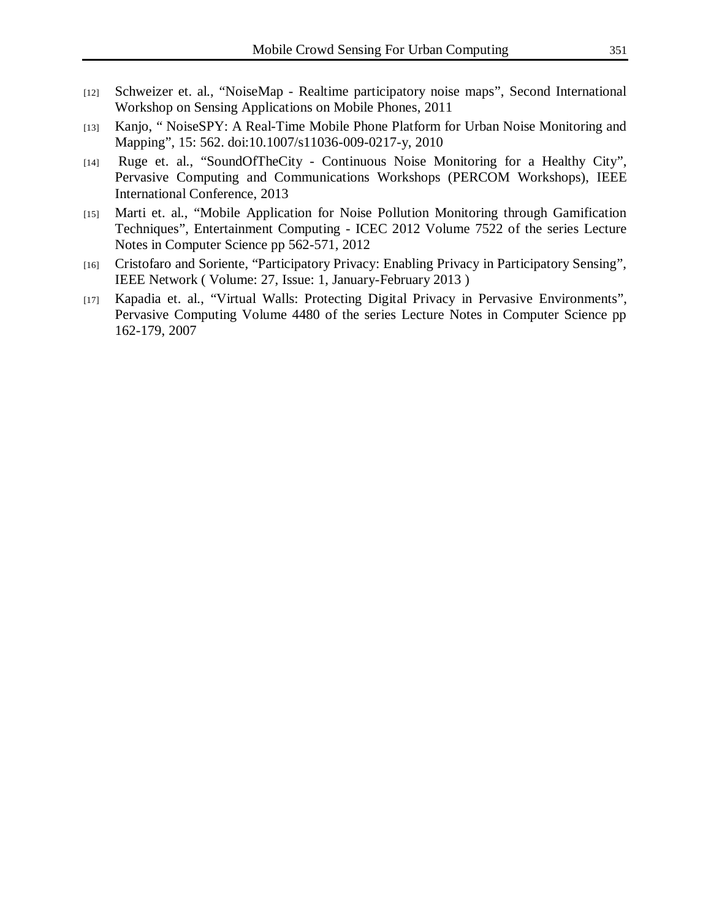[12] Schweizer et. al., “NoiseMap - Realtime participatory noise maps”, Second International Workshop on Sensing Applications on Mobile Phones, 2011

[13] Kanjo, “ NoiseSPY: A Real-Time Mobile Phone Platform for Urban Noise Monitoring and Mapping”, 15: 562. doi:10.1007/s11036-009-0217-y, 2010

[14] Ruge et. al., “SoundOfTheCity - Continuous Noise Monitoring for a Healthy City”, Pervasive Computing and Communications Workshops (PERCOM Workshops), IEEE International Conference, 2013

[15] Marti et. al., “Mobile Application for Noise Pollution Monitoring through Gamification Techniques”, Entertainment Computing - ICEC 2012 Volume 7522 of the series Lecture Notes in Computer Science pp 562-571, 2012

[16] Cristofaro and Soriente, “Participatory Privacy: Enabling Privacy in Participatory Sensing”, IEEE Network ( Volume: 27, Issue: 1, January-February 2013 )

[17] Kapadia et. al., “Virtual Walls: Protecting Digital Privacy in Pervasive Environments”, Pervasive Computing Volume 4480 of the series Lecture Notes in Computer Science pp 162-179, 2007